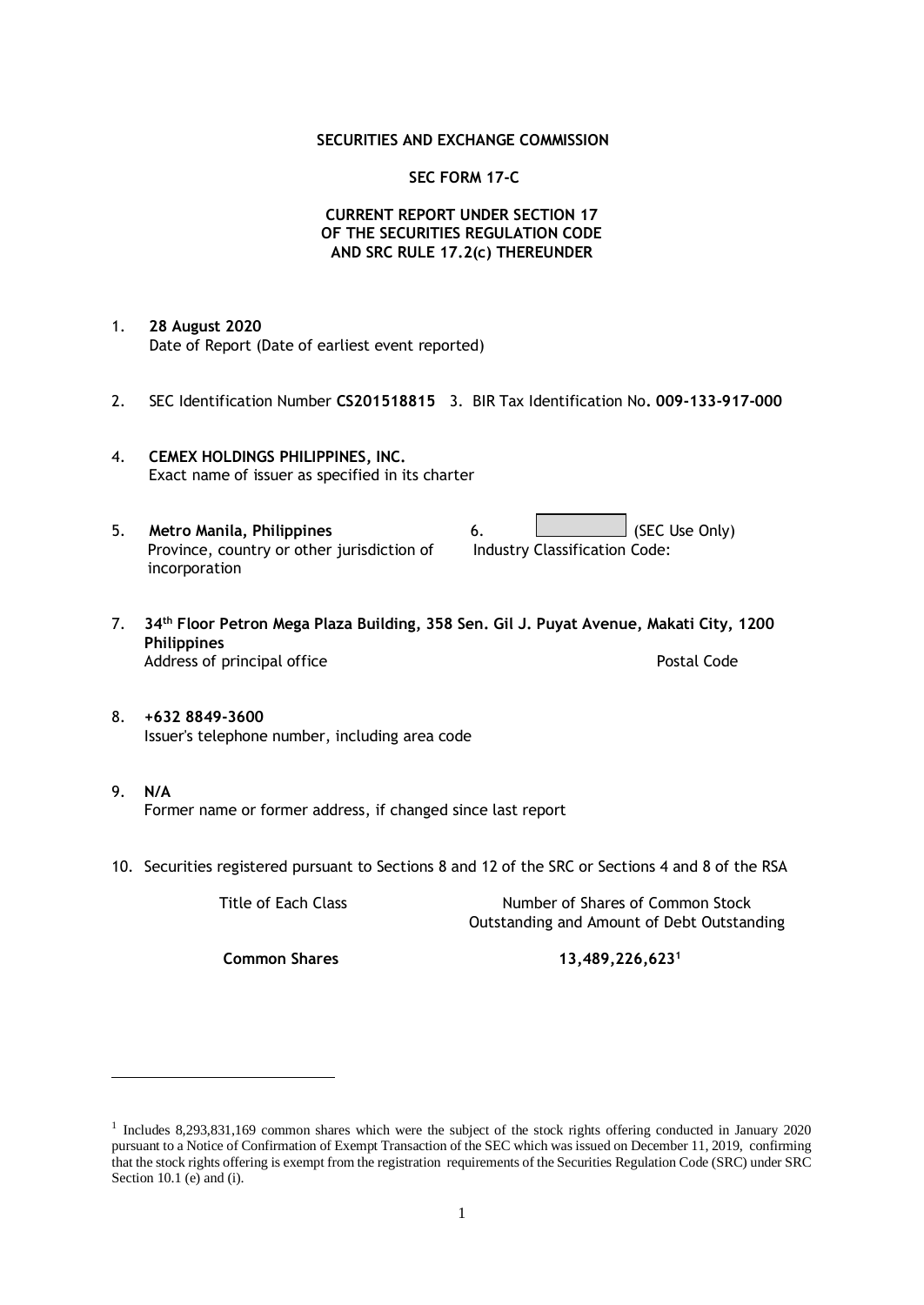**SECURITIES AND EXCHANGE COMMISSION**

**SEC FORM 17-C**

**CURRENT REPORT UNDER SECTION 17
OF THE SECURITIES REGULATION CODE
AND SRC RULE 17.2(c) THEREUNDER**

1. **28 August 2020**
   Date of Report (Date of earliest event reported)

2. SEC Identification Number **CS201518815** 3. BIR Tax Identification No**. 009-133-917-000**

4. **CEMEX HOLDINGS PHILIPPINES, INC.**
   Exact name of issuer as specified in its charter

5. **Metro Manila, Philippines**
   Province, country or other jurisdiction of incorporation

6. (SEC Use Only)
   Industry Classification Code:

7. **34th Floor Petron Mega Plaza Building, 358 Sen. Gil J. Puyat Avenue, Makati City, 1200 Philippines**
   Address of principal office — Postal Code

8. **+632 8849-3600**
   Issuer's telephone number, including area code

9. **N/A**
   Former name or former address, if changed since last report

10. Securities registered pursuant to Sections 8 and 12 of the SRC or Sections 4 and 8 of the RSA

| Title of Each Class | Number of Shares of Common Stock Outstanding and Amount of Debt Outstanding |
|---|---|
| **Common Shares** | **13,489,226,623[1]** |

[1] Includes 8,293,831,169 common shares which were the subject of the stock rights offering conducted in January 2020 pursuant to a Notice of Confirmation of Exempt Transaction of the SEC which was issued on December 11, 2019, confirming that the stock rights offering is exempt from the registration requirements of the Securities Regulation Code (SRC) under SRC Section 10.1 (e) and (i).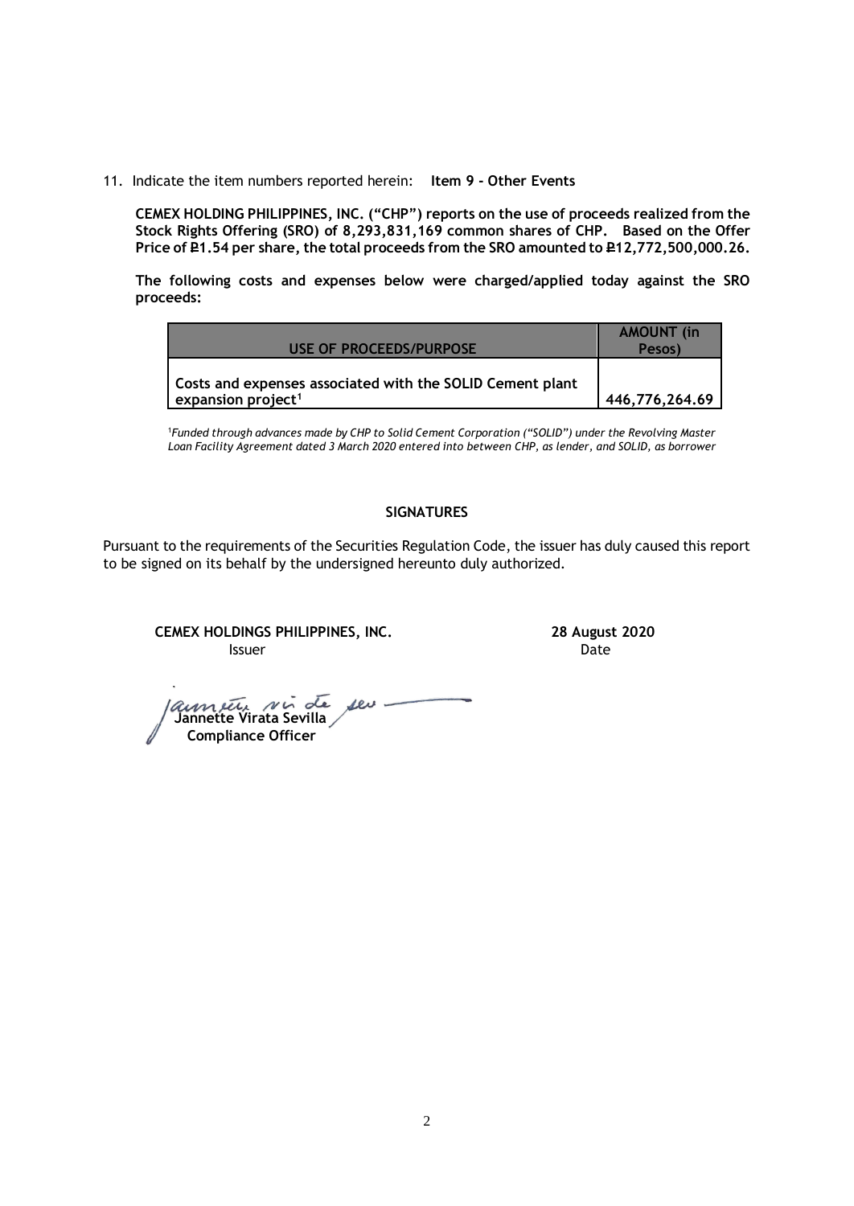11. Indicate the item numbers reported herein: **Item 9 - Other Events**

**CEMEX HOLDING PHILIPPINES, INC. ("CHP") reports on the use of proceeds realized from the Stock Rights Offering (SRO) of 8,293,831,169 common shares of CHP. Based on the Offer Price of ₱1.54 per share, the total proceeds from the SRO amounted to ₱12,772,500,000.26.**

**The following costs and expenses below were charged/applied today against the SRO proceeds:**

| USE OF PROCEEDS/PURPOSE | AMOUNT (in Pesos) |
|---|---|
| Costs and expenses associated with the SOLID Cement plant expansion project[1] | 446,776,264.69 |

[1]*Funded through advances made by CHP to Solid Cement Corporation ("SOLID") under the Revolving Master Loan Facility Agreement dated 3 March 2020 entered into between CHP, as lender, and SOLID, as borrower*

**SIGNATURES**

Pursuant to the requirements of the Securities Regulation Code, the issuer has duly caused this report to be signed on its behalf by the undersigned hereunto duly authorized.

**CEMEX HOLDINGS PHILIPPINES, INC.**
Issuer

**28 August 2020**
Date

**Jannette Virata Sevilla**
**Compliance Officer**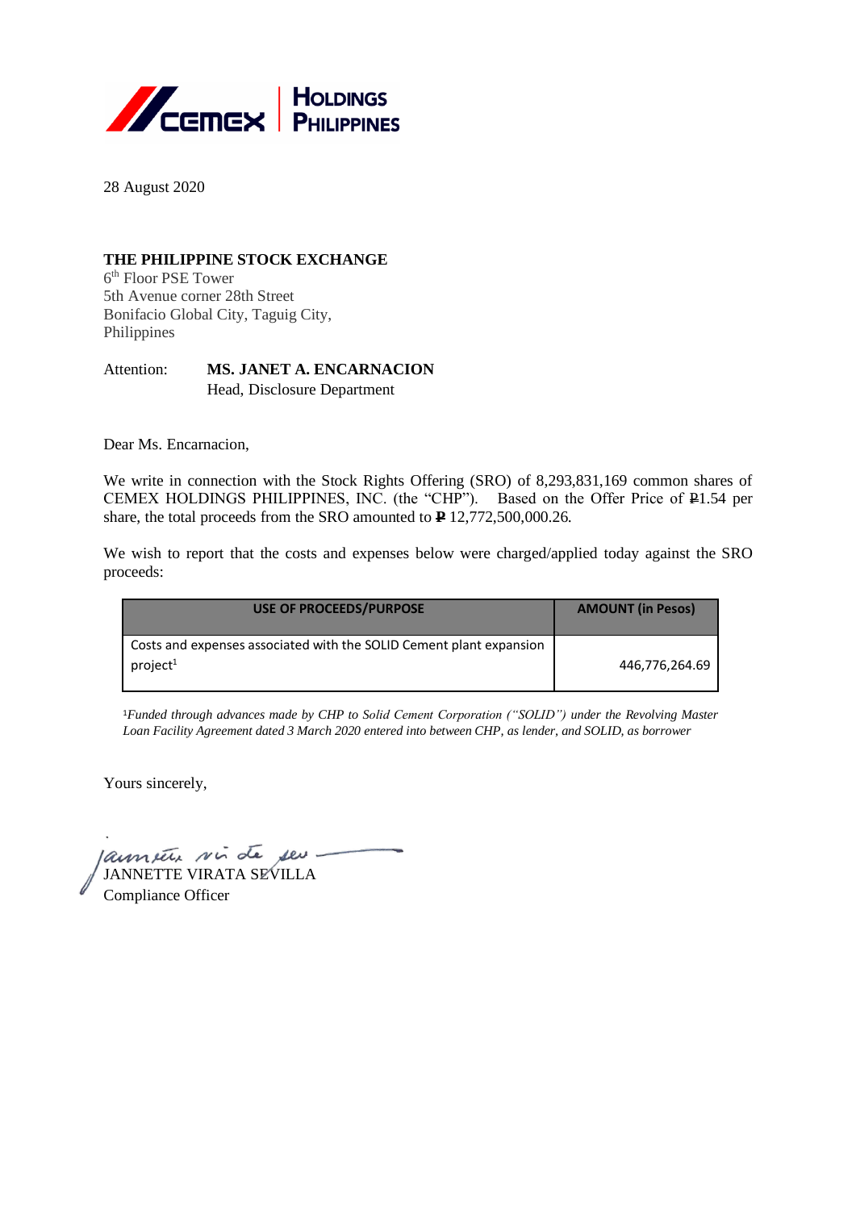CEMEX | HOLDINGS PHILIPPINES

28 August 2020

**THE PHILIPPINE STOCK EXCHANGE**
6th Floor PSE Tower
5th Avenue corner 28th Street
Bonifacio Global City, Taguig City,
Philippines

Attention: **MS. JANET A. ENCARNACION**
Head, Disclosure Department

Dear Ms. Encarnacion,

We write in connection with the Stock Rights Offering (SRO) of 8,293,831,169 common shares of CEMEX HOLDINGS PHILIPPINES, INC. (the "CHP"). Based on the Offer Price of ₱1.54 per share, the total proceeds from the SRO amounted to ₱ 12,772,500,000.26.

We wish to report that the costs and expenses below were charged/applied today against the SRO proceeds:

| USE OF PROCEEDS/PURPOSE | AMOUNT (in Pesos) |
|---|---|
| Costs and expenses associated with the SOLID Cement plant expansion project[1] | 446,776,264.69 |

[1]*Funded through advances made by CHP to Solid Cement Corporation ("SOLID") under the Revolving Master Loan Facility Agreement dated 3 March 2020 entered into between CHP, as lender, and SOLID, as borrower*

Yours sincerely,

JANNETTE VIRATA SEVILLA
Compliance Officer